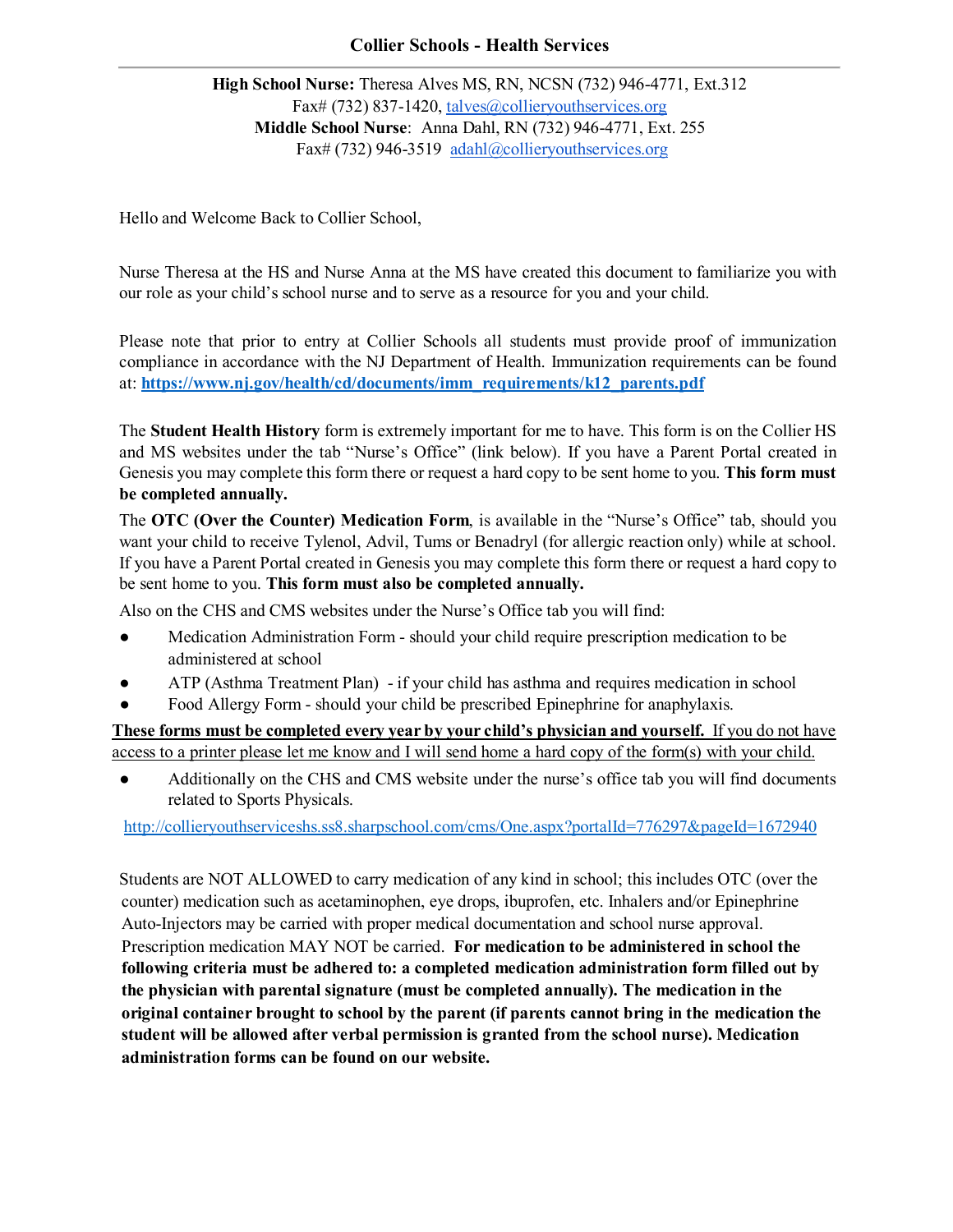## Collier Schools - Health Services

**High School Nurse:** Theresa Alves MS, RN, NCSN (732) 946-4771, Ext.312
Fax# (732) 837-1420, talves@collieryouthservices.org
**Middle School Nurse**: Anna Dahl, RN (732) 946-4771, Ext. 255
Fax# (732) 946-3519 adahl@collieryouthservices.org

Hello and Welcome Back to Collier School,

Nurse Theresa at the HS and Nurse Anna at the MS have created this document to familiarize you with our role as your child's school nurse and to serve as a resource for you and your child.

Please note that prior to entry at Collier Schools all students must provide proof of immunization compliance in accordance with the NJ Department of Health. Immunization requirements can be found at: **https://www.nj.gov/health/cd/documents/imm_requirements/k12_parents.pdf**

The **Student Health History** form is extremely important for me to have. This form is on the Collier HS and MS websites under the tab "Nurse's Office" (link below). If you have a Parent Portal created in Genesis you may complete this form there or request a hard copy to be sent home to you. **This form must be completed annually.**

The **OTC (Over the Counter) Medication Form**, is available in the "Nurse's Office" tab, should you want your child to receive Tylenol, Advil, Tums or Benadryl (for allergic reaction only) while at school. If you have a Parent Portal created in Genesis you may complete this form there or request a hard copy to be sent home to you. **This form must also be completed annually.**

Also on the CHS and CMS websites under the Nurse's Office tab you will find:

- Medication Administration Form - should your child require prescription medication to be administered at school
- ATP (Asthma Treatment Plan) - if your child has asthma and requires medication in school
- Food Allergy Form - should your child be prescribed Epinephrine for anaphylaxis.

**These forms must be completed every year by your child's physician and yourself.** If you do not have access to a printer please let me know and I will send home a hard copy of the form(s) with your child.

- Additionally on the CHS and CMS website under the nurse's office tab you will find documents related to Sports Physicals.

http://collieryouthserviceshs.ss8.sharpschool.com/cms/One.aspx?portalId=776297&pageId=1672940

Students are NOT ALLOWED to carry medication of any kind in school; this includes OTC (over the counter) medication such as acetaminophen, eye drops, ibuprofen, etc. Inhalers and/or Epinephrine Auto-Injectors may be carried with proper medical documentation and school nurse approval. Prescription medication MAY NOT be carried. **For medication to be administered in school the following criteria must be adhered to: a completed medication administration form filled out by the physician with parental signature (must be completed annually). The medication in the original container brought to school by the parent (if parents cannot bring in the medication the student will be allowed after verbal permission is granted from the school nurse). Medication administration forms can be found on our website.**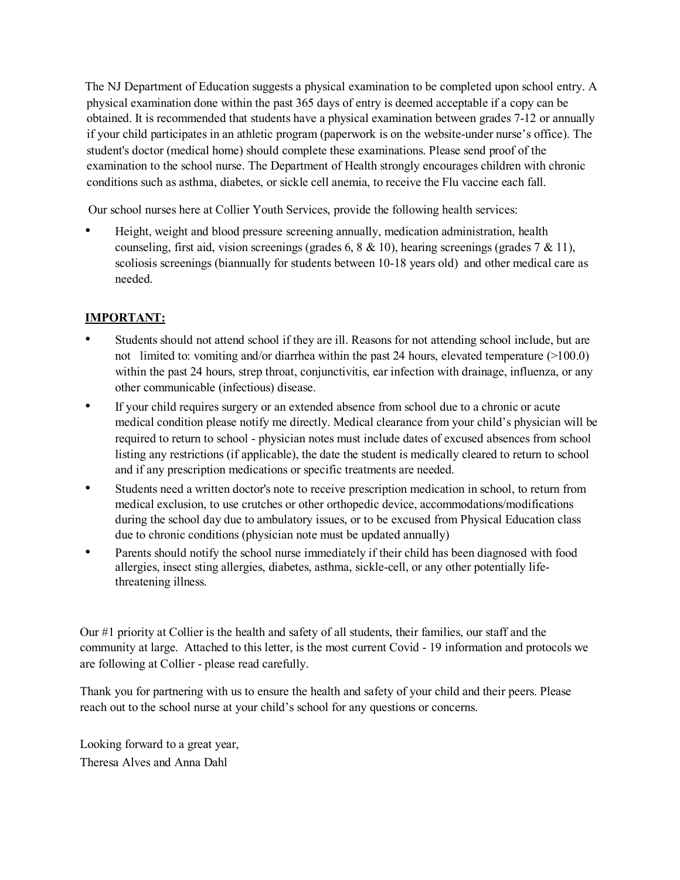The NJ Department of Education suggests a physical examination to be completed upon school entry. A physical examination done within the past 365 days of entry is deemed acceptable if a copy can be obtained. It is recommended that students have a physical examination between grades 7-12 or annually if your child participates in an athletic program (paperwork is on the website-under nurse's office). The student's doctor (medical home) should complete these examinations. Please send proof of the examination to the school nurse. The Department of Health strongly encourages children with chronic conditions such as asthma, diabetes, or sickle cell anemia, to receive the Flu vaccine each fall.

Our school nurses here at Collier Youth Services, provide the following health services:

- Height, weight and blood pressure screening annually, medication administration, health counseling, first aid, vision screenings (grades 6, 8 & 10), hearing screenings (grades 7 & 11), scoliosis screenings (biannually for students between 10-18 years old) and other medical care as needed.

**IMPORTANT:**

- Students should not attend school if they are ill. Reasons for not attending school include, but are not limited to: vomiting and/or diarrhea within the past 24 hours, elevated temperature (>100.0) within the past 24 hours, strep throat, conjunctivitis, ear infection with drainage, influenza, or any other communicable (infectious) disease.
- If your child requires surgery or an extended absence from school due to a chronic or acute medical condition please notify me directly. Medical clearance from your child's physician will be required to return to school - physician notes must include dates of excused absences from school listing any restrictions (if applicable), the date the student is medically cleared to return to school and if any prescription medications or specific treatments are needed.
- Students need a written doctor's note to receive prescription medication in school, to return from medical exclusion, to use crutches or other orthopedic device, accommodations/modifications during the school day due to ambulatory issues, or to be excused from Physical Education class due to chronic conditions (physician note must be updated annually)
- Parents should notify the school nurse immediately if their child has been diagnosed with food allergies, insect sting allergies, diabetes, asthma, sickle-cell, or any other potentially life-threatening illness.

Our #1 priority at Collier is the health and safety of all students, their families, our staff and the community at large. Attached to this letter, is the most current Covid - 19 information and protocols we are following at Collier - please read carefully.

Thank you for partnering with us to ensure the health and safety of your child and their peers. Please reach out to the school nurse at your child's school for any questions or concerns.

Looking forward to a great year,
Theresa Alves and Anna Dahl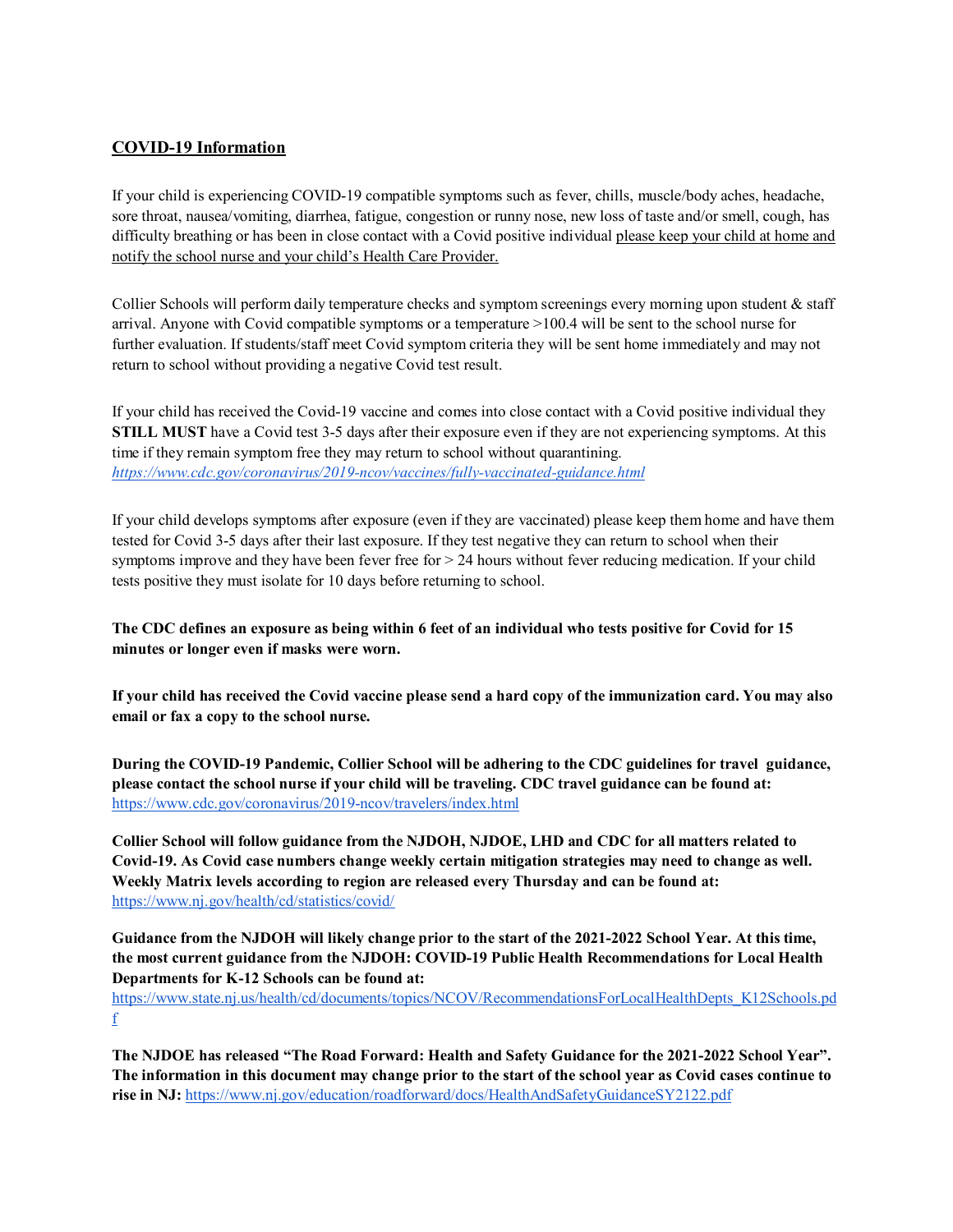## COVID-19 Information

If your child is experiencing COVID-19 compatible symptoms such as fever, chills, muscle/body aches, headache, sore throat, nausea/vomiting, diarrhea, fatigue, congestion or runny nose, new loss of taste and/or smell, cough, has difficulty breathing or has been in close contact with a Covid positive individual please keep your child at home and notify the school nurse and your child's Health Care Provider.

Collier Schools will perform daily temperature checks and symptom screenings every morning upon student & staff arrival. Anyone with Covid compatible symptoms or a temperature >100.4 will be sent to the school nurse for further evaluation. If students/staff meet Covid symptom criteria they will be sent home immediately and may not return to school without providing a negative Covid test result.

If your child has received the Covid-19 vaccine and comes into close contact with a Covid positive individual they **STILL MUST** have a Covid test 3-5 days after their exposure even if they are not experiencing symptoms. At this time if they remain symptom free they may return to school without quarantining.
*https://www.cdc.gov/coronavirus/2019-ncov/vaccines/fully-vaccinated-guidance.html*

If your child develops symptoms after exposure (even if they are vaccinated) please keep them home and have them tested for Covid 3-5 days after their last exposure. If they test negative they can return to school when their symptoms improve and they have been fever free for > 24 hours without fever reducing medication. If your child tests positive they must isolate for 10 days before returning to school.

**The CDC defines an exposure as being within 6 feet of an individual who tests positive for Covid for 15 minutes or longer even if masks were worn.**

**If your child has received the Covid vaccine please send a hard copy of the immunization card. You may also email or fax a copy to the school nurse.**

**During the COVID-19 Pandemic, Collier School will be adhering to the CDC guidelines for travel guidance, please contact the school nurse if your child will be traveling. CDC travel guidance can be found at:**
https://www.cdc.gov/coronavirus/2019-ncov/travelers/index.html

**Collier School will follow guidance from the NJDOH, NJDOE, LHD and CDC for all matters related to Covid-19. As Covid case numbers change weekly certain mitigation strategies may need to change as well. Weekly Matrix levels according to region are released every Thursday and can be found at:**
https://www.nj.gov/health/cd/statistics/covid/

**Guidance from the NJDOH will likely change prior to the start of the 2021-2022 School Year. At this time, the most current guidance from the NJDOH: COVID-19 Public Health Recommendations for Local Health Departments for K-12 Schools can be found at:**
https://www.state.nj.us/health/cd/documents/topics/NCOV/RecommendationsForLocalHealthDepts_K12Schools.pdf

**The NJDOE has released "The Road Forward: Health and Safety Guidance for the 2021-2022 School Year". The information in this document may change prior to the start of the school year as Covid cases continue to rise in NJ:** https://www.nj.gov/education/roadforward/docs/HealthAndSafetyGuidanceSY2122.pdf